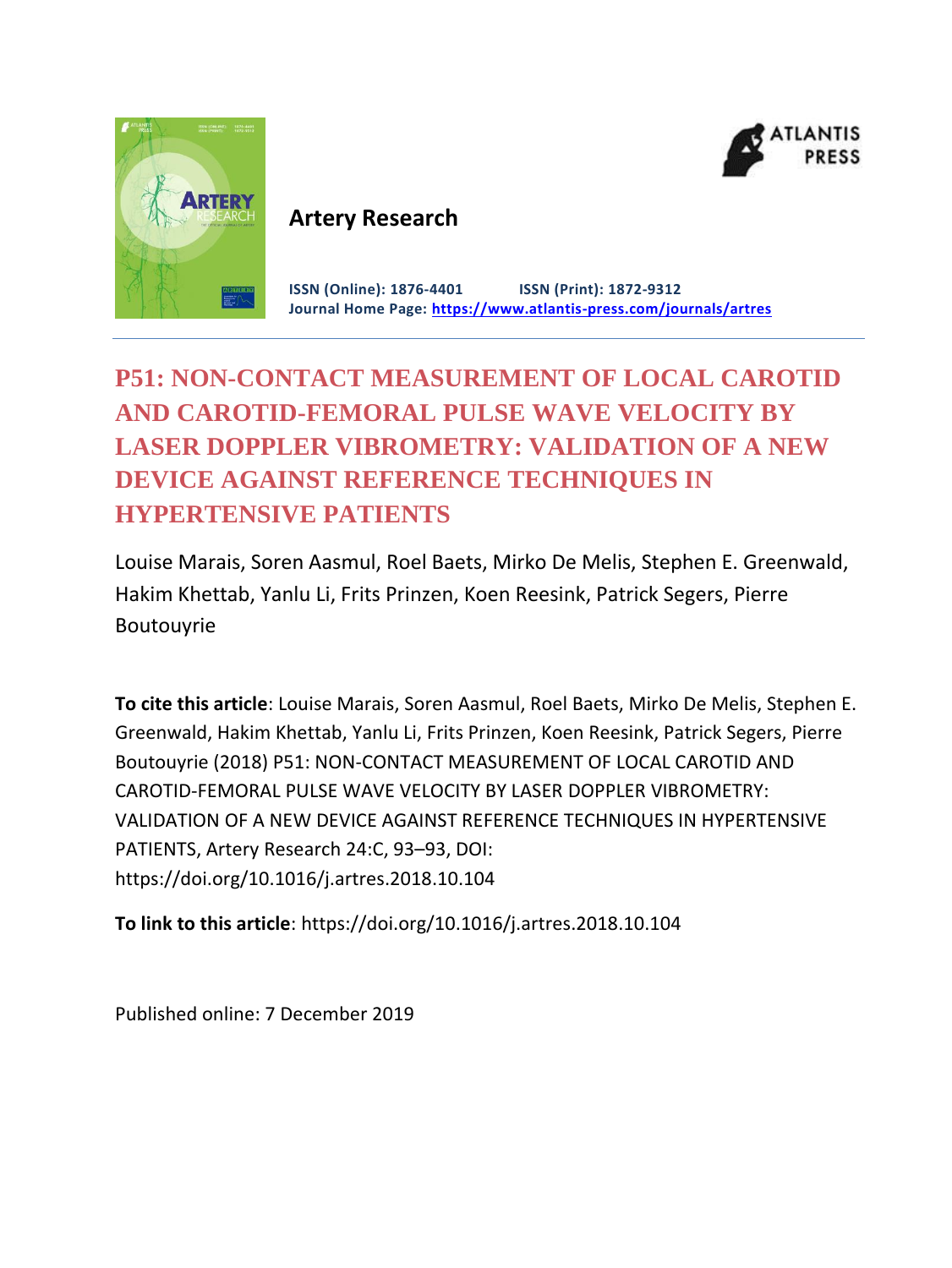**Artery Research**

**ISSN (Online): 1876-4401 ISSN (Print): 1872-9312**
**Journal Home Page: https://www.atlantis-press.com/journals/artres**

# P51: NON-CONTACT MEASUREMENT OF LOCAL CAROTID AND CAROTID-FEMORAL PULSE WAVE VELOCITY BY LASER DOPPLER VIBROMETRY: VALIDATION OF A NEW DEVICE AGAINST REFERENCE TECHNIQUES IN HYPERTENSIVE PATIENTS

Louise Marais, Soren Aasmul, Roel Baets, Mirko De Melis, Stephen E. Greenwald, Hakim Khettab, Yanlu Li, Frits Prinzen, Koen Reesink, Patrick Segers, Pierre Boutouyrie

**To cite this article**: Louise Marais, Soren Aasmul, Roel Baets, Mirko De Melis, Stephen E. Greenwald, Hakim Khettab, Yanlu Li, Frits Prinzen, Koen Reesink, Patrick Segers, Pierre Boutouyrie (2018) P51: NON-CONTACT MEASUREMENT OF LOCAL CAROTID AND CAROTID-FEMORAL PULSE WAVE VELOCITY BY LASER DOPPLER VIBROMETRY: VALIDATION OF A NEW DEVICE AGAINST REFERENCE TECHNIQUES IN HYPERTENSIVE PATIENTS, Artery Research 24:C, 93–93, DOI: https://doi.org/10.1016/j.artres.2018.10.104

**To link to this article**: https://doi.org/10.1016/j.artres.2018.10.104

Published online: 7 December 2019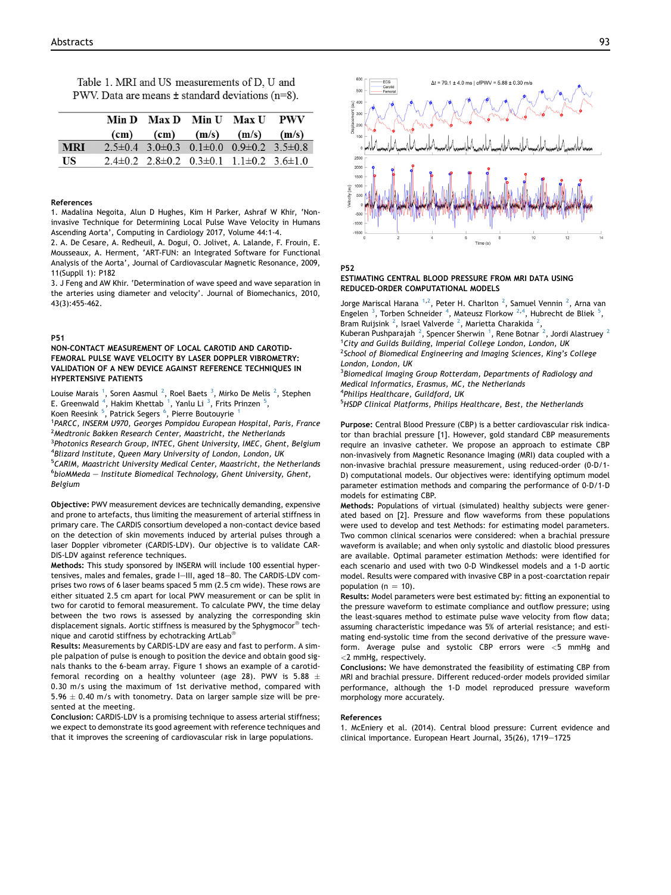Table 1. MRI and US measurements of D, U and PWV. Data are means ± standard deviations (n=8).

| | Min D (cm) | Max D (cm) | Min U (m/s) | Max U (m/s) | PWV (m/s) |
|---|---|---|---|---|---|
| **MRI** | 2.5±0.4 | 3.0±0.3 | 0.1±0.0 | 0.9±0.2 | 3.5±0.8 |
| **US** | 2.4±0.2 | 2.8±0.2 | 0.3±0.1 | 1.1±0.2 | 3.6±1.0 |

**References**

1. Madalina Negoita, Alun D Hughes, Kim H Parker, Ashraf W Khir, 'Non-invasive Technique for Determining Local Pulse Wave Velocity in Humans Ascending Aorta', Computing in Cardiology 2017, Volume 44:1-4.
2. A. De Cesare, A. Redheuil, A. Dogui, O. Jolivet, A. Lalande, F. Frouin, E. Mousseaux, A. Herment, 'ART-FUN: an Integrated Software for Functional Analysis of the Aorta', Journal of Cardiovascular Magnetic Resonance, 2009, 11(Suppll 1): P182
3. J Feng and AW Khir. 'Determination of wave speed and wave separation in the arteries using diameter and velocity'. Journal of Biomechanics, 2010, 43(3):455-462.

## P51

### NON-CONTACT MEASUREMENT OF LOCAL CAROTID AND CAROTID-FEMORAL PULSE WAVE VELOCITY BY LASER DOPPLER VIBROMETRY: VALIDATION OF A NEW DEVICE AGAINST REFERENCE TECHNIQUES IN HYPERTENSIVE PATIENTS

Louise Marais [1], Soren Aasmul [2], Roel Baets [3], Mirko De Melis [2], Stephen E. Greenwald [4], Hakim Khettab [1], Yanlu Li [3], Frits Prinzen [5], Koen Reesink [5], Patrick Segers [6], Pierre Boutouyrie [1]

[1] *PARCC, INSERM U970, Georges Pompidou European Hospital, Paris, France*
[2] *Medtronic Bakken Research Center, Maastricht, the Netherlands*
[3] *Photonics Research Group, INTEC, Ghent University, IMEC, Ghent, Belgium*
[4] *Blizard Institute, Queen Mary University of London, London, UK*
[5] *CARIM, Maastricht University Medical Center, Maastricht, the Netherlands*
[6] *bioMMeda — Institute Biomedical Technology, Ghent University, Ghent, Belgium*

**Objective:** PWV measurement devices are technically demanding, expensive and prone to artefacts, thus limiting the measurement of arterial stiffness in primary care. The CARDIS consortium developed a non-contact device based on the detection of skin movements induced by arterial pulses through a laser Doppler vibrometer (CARDIS-LDV). Our objective is to validate CARDIS-LDV against reference techniques.

**Methods:** This study sponsored by INSERM will include 100 essential hypertensives, males and females, grade I—III, aged 18—80. The CARDIS-LDV comprises two rows of 6 laser beams spaced 5 mm (2.5 cm wide). These rows are either situated 2.5 cm apart for local PWV measurement or can be split in two for carotid to femoral measurement. To calculate PWV, the time delay between the two rows is assessed by analyzing the corresponding skin displacement signals. Aortic stiffness is measured by the Sphygmocor® technique and carotid stiffness by echotracking ArtLab®

**Results:** Measurements by CARDIS-LDV are easy and fast to perform. A simple palpation of pulse is enough to position the device and obtain good signals thanks to the 6-beam array. Figure 1 shows an example of a carotid-femoral recording on a healthy volunteer (age 28). PWV is 5.88 ± 0.30 m/s using the maximum of 1st derivative method, compared with 5.96 ± 0.40 m/s with tonometry. Data on larger sample size will be presented at the meeting.

**Conclusion:** CARDIS-LDV is a promising technique to assess arterial stiffness; we expect to demonstrate its good agreement with reference techniques and that it improves the screening of cardiovascular risk in large populations.

Δt = 79.1 ± 4.0 ms | cfPWV = 5.88 ± 0.30 m/s
ECG
Carotid
Femoral
Displacement (au)
Velocity (au)
Time (s)

## P52

### ESTIMATING CENTRAL BLOOD PRESSURE FROM MRI DATA USING REDUCED-ORDER COMPUTATIONAL MODELS

Jorge Mariscal Harana [1,2], Peter H. Charlton [2], Samuel Vennin [2], Arna van Engelen [3], Torben Schneider [4], Mateusz Florkow [2,4], Hubrecht de Bliek [5], Bram Ruijsink [2], Israel Valverde [2], Marietta Charakida [2], Kuberan Pushparajah [2], Spencer Sherwin [1], Rene Botnar [2], Jordi Alastruey [2]

[1] *City and Guilds Building, Imperial College London, London, UK*
[2] *School of Biomedical Engineering and Imaging Sciences, King's College London, London, UK*
[3] *Biomedical Imaging Group Rotterdam, Departments of Radiology and Medical Informatics, Erasmus, MC, the Netherlands*
[4] *Philips Healthcare, Guildford, UK*
[5] *HSDP Clinical Platforms, Philips Healthcare, Best, the Netherlands*

**Purpose:** Central Blood Pressure (CBP) is a better cardiovascular risk indicator than brachial pressure [1]. However, gold standard CBP measurements require an invasive catheter. We propose an approach to estimate CBP non-invasively from Magnetic Resonance Imaging (MRI) data coupled with a non-invasive brachial pressure measurement, using reduced-order (0-D/1-D) computational models. Our objectives were: identifying optimum model parameter estimation methods and comparing the performance of 0-D/1-D models for estimating CBP.

**Methods:** Populations of virtual (simulated) healthy subjects were generated based on [2]. Pressure and flow waveforms from these populations were used to develop and test Methods: for estimating model parameters. Two common clinical scenarios were considered: when a brachial pressure waveform is available; and when only systolic and diastolic blood pressures are available. Optimal parameter estimation Methods: were identified for each scenario and used with two 0-D Windkessel models and a 1-D aortic model. Results were compared with invasive CBP in a post-coarctation repair population (n = 10).

**Results:** Model parameters were best estimated by: fitting an exponential to the pressure waveform to estimate compliance and outflow pressure; using the least-squares method to estimate pulse wave velocity from flow data; assuming characteristic impedance was 5% of arterial resistance; and estimating end-systolic time from the second derivative of the pressure waveform. Average pulse and systolic CBP errors were <5 mmHg and <2 mmHg, respectively.

**Conclusions:** We have demonstrated the feasibility of estimating CBP from MRI and brachial pressure. Different reduced-order models provided similar performance, although the 1-D model reproduced pressure waveform morphology more accurately.

**References**

1. McEniery et al. (2014). Central blood pressure: Current evidence and clinical importance. European Heart Journal, 35(26), 1719—1725